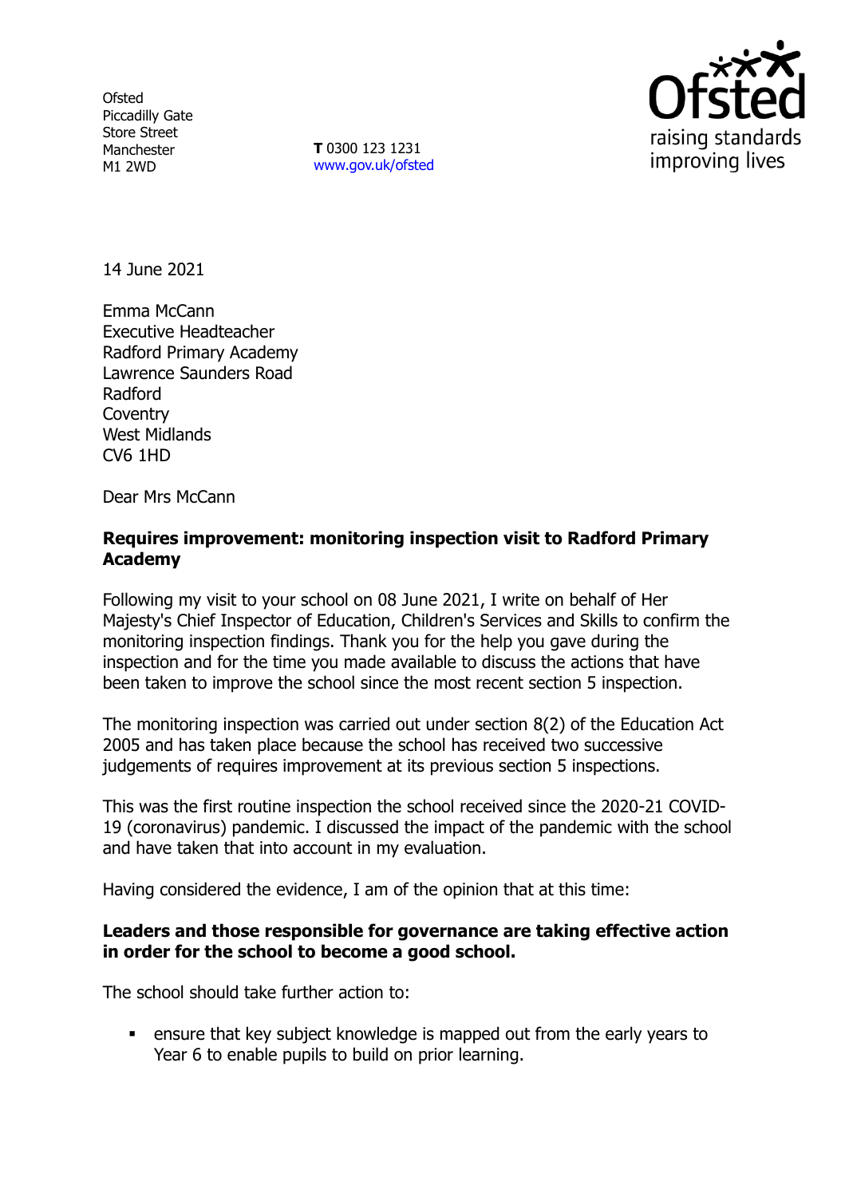Ofsted
Piccadilly Gate
Store Street
Manchester
M1 2WD

**T** 0300 123 1231
www.gov.uk/ofsted

14 June 2021

Emma McCann
Executive Headteacher
Radford Primary Academy
Lawrence Saunders Road
Radford
Coventry
West Midlands
CV6 1HD

Dear Mrs McCann

**Requires improvement: monitoring inspection visit to Radford Primary Academy**

Following my visit to your school on 08 June 2021, I write on behalf of Her Majesty's Chief Inspector of Education, Children's Services and Skills to confirm the monitoring inspection findings. Thank you for the help you gave during the inspection and for the time you made available to discuss the actions that have been taken to improve the school since the most recent section 5 inspection.

The monitoring inspection was carried out under section 8(2) of the Education Act 2005 and has taken place because the school has received two successive judgements of requires improvement at its previous section 5 inspections.

This was the first routine inspection the school received since the 2020-21 COVID-19 (coronavirus) pandemic. I discussed the impact of the pandemic with the school and have taken that into account in my evaluation.

Having considered the evidence, I am of the opinion that at this time:

**Leaders and those responsible for governance are taking effective action in order for the school to become a good school.**

The school should take further action to:

- ensure that key subject knowledge is mapped out from the early years to Year 6 to enable pupils to build on prior learning.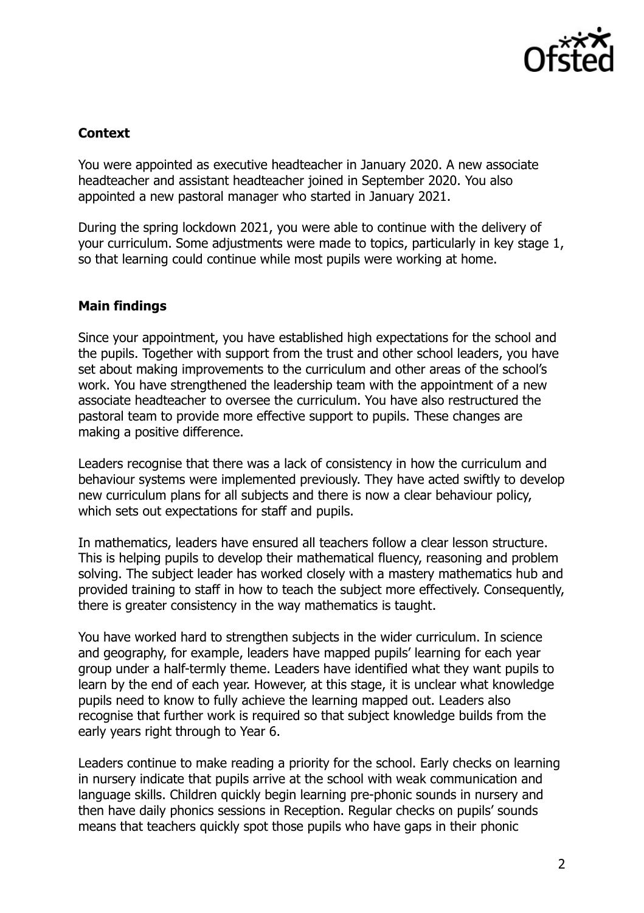## Context

You were appointed as executive headteacher in January 2020. A new associate headteacher and assistant headteacher joined in September 2020. You also appointed a new pastoral manager who started in January 2021.

During the spring lockdown 2021, you were able to continue with the delivery of your curriculum. Some adjustments were made to topics, particularly in key stage 1, so that learning could continue while most pupils were working at home.

## Main findings

Since your appointment, you have established high expectations for the school and the pupils. Together with support from the trust and other school leaders, you have set about making improvements to the curriculum and other areas of the school's work. You have strengthened the leadership team with the appointment of a new associate headteacher to oversee the curriculum. You have also restructured the pastoral team to provide more effective support to pupils. These changes are making a positive difference.

Leaders recognise that there was a lack of consistency in how the curriculum and behaviour systems were implemented previously. They have acted swiftly to develop new curriculum plans for all subjects and there is now a clear behaviour policy, which sets out expectations for staff and pupils.

In mathematics, leaders have ensured all teachers follow a clear lesson structure. This is helping pupils to develop their mathematical fluency, reasoning and problem solving. The subject leader has worked closely with a mastery mathematics hub and provided training to staff in how to teach the subject more effectively. Consequently, there is greater consistency in the way mathematics is taught.

You have worked hard to strengthen subjects in the wider curriculum. In science and geography, for example, leaders have mapped pupils' learning for each year group under a half-termly theme. Leaders have identified what they want pupils to learn by the end of each year. However, at this stage, it is unclear what knowledge pupils need to know to fully achieve the learning mapped out. Leaders also recognise that further work is required so that subject knowledge builds from the early years right through to Year 6.

Leaders continue to make reading a priority for the school. Early checks on learning in nursery indicate that pupils arrive at the school with weak communication and language skills. Children quickly begin learning pre-phonic sounds in nursery and then have daily phonics sessions in Reception. Regular checks on pupils' sounds means that teachers quickly spot those pupils who have gaps in their phonic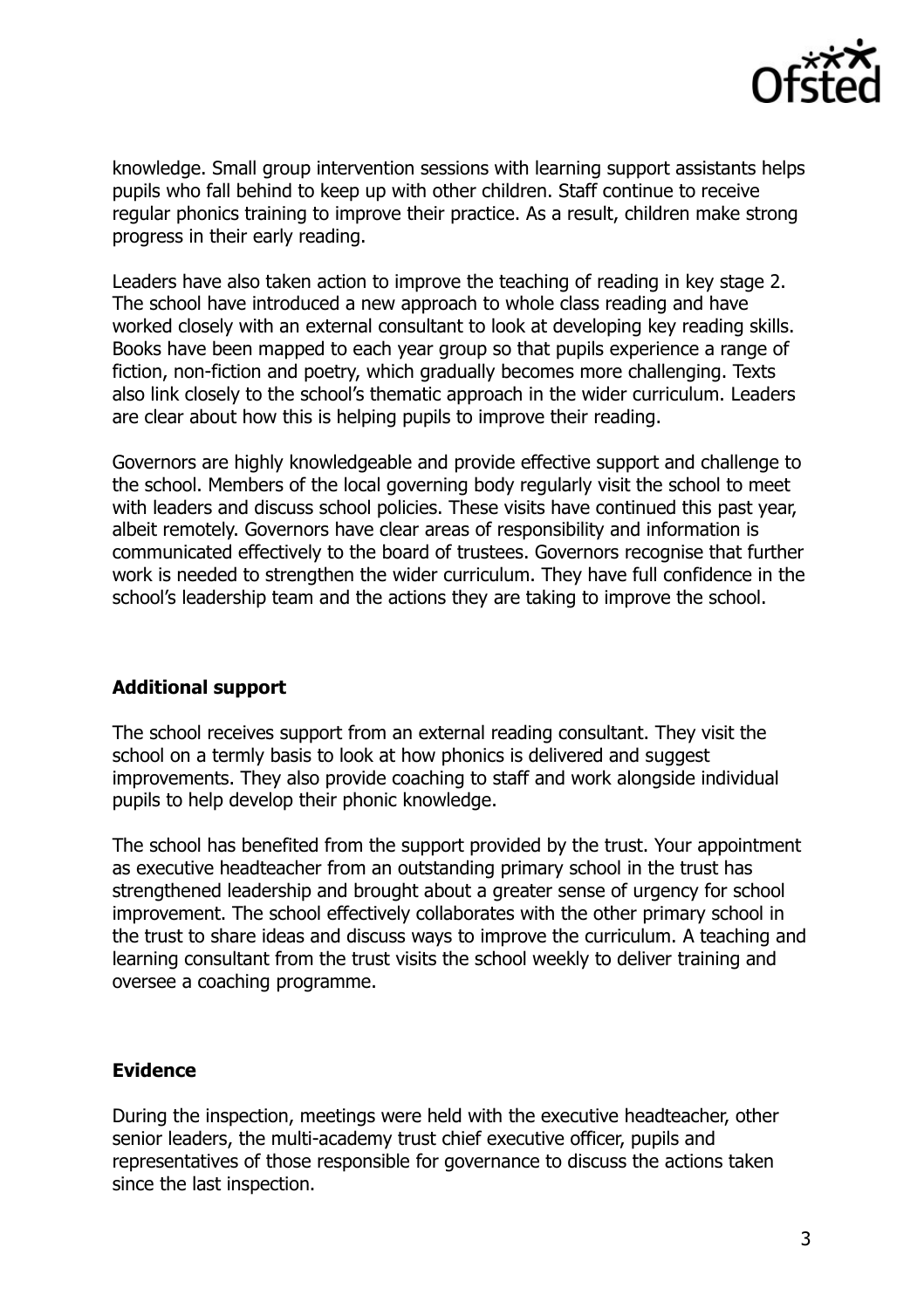knowledge. Small group intervention sessions with learning support assistants helps pupils who fall behind to keep up with other children. Staff continue to receive regular phonics training to improve their practice. As a result, children make strong progress in their early reading.

Leaders have also taken action to improve the teaching of reading in key stage 2. The school have introduced a new approach to whole class reading and have worked closely with an external consultant to look at developing key reading skills. Books have been mapped to each year group so that pupils experience a range of fiction, non-fiction and poetry, which gradually becomes more challenging. Texts also link closely to the school's thematic approach in the wider curriculum. Leaders are clear about how this is helping pupils to improve their reading.

Governors are highly knowledgeable and provide effective support and challenge to the school. Members of the local governing body regularly visit the school to meet with leaders and discuss school policies. These visits have continued this past year, albeit remotely. Governors have clear areas of responsibility and information is communicated effectively to the board of trustees. Governors recognise that further work is needed to strengthen the wider curriculum. They have full confidence in the school's leadership team and the actions they are taking to improve the school.

## Additional support

The school receives support from an external reading consultant. They visit the school on a termly basis to look at how phonics is delivered and suggest improvements. They also provide coaching to staff and work alongside individual pupils to help develop their phonic knowledge.

The school has benefited from the support provided by the trust. Your appointment as executive headteacher from an outstanding primary school in the trust has strengthened leadership and brought about a greater sense of urgency for school improvement. The school effectively collaborates with the other primary school in the trust to share ideas and discuss ways to improve the curriculum. A teaching and learning consultant from the trust visits the school weekly to deliver training and oversee a coaching programme.

## Evidence

During the inspection, meetings were held with the executive headteacher, other senior leaders, the multi-academy trust chief executive officer, pupils and representatives of those responsible for governance to discuss the actions taken since the last inspection.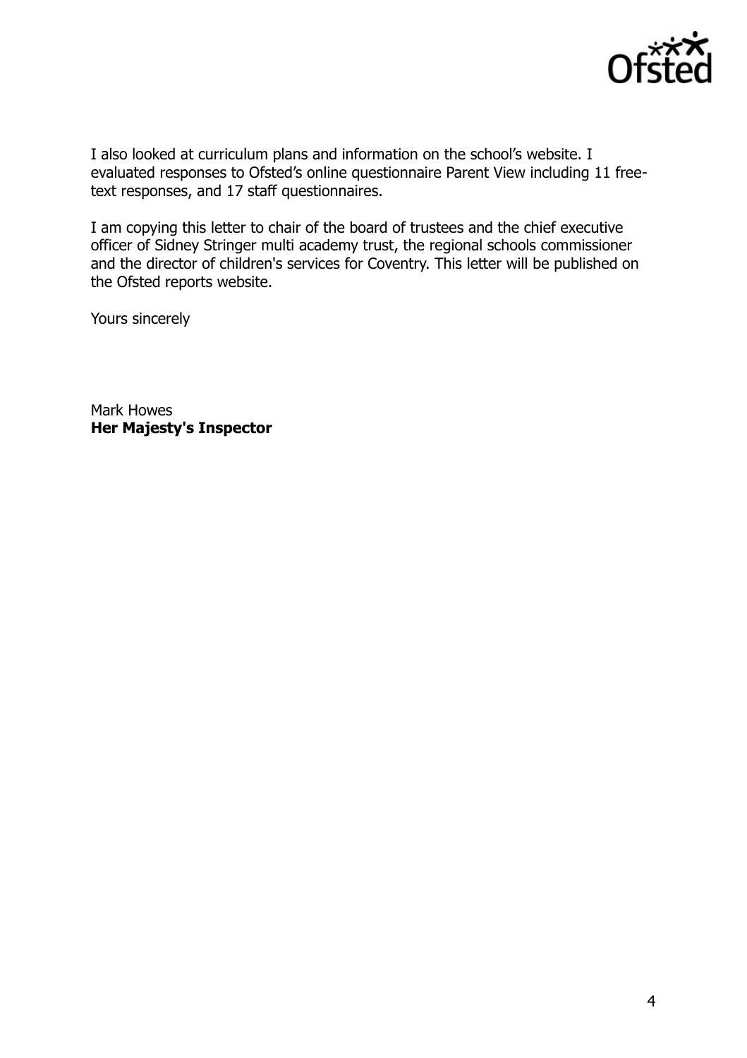I also looked at curriculum plans and information on the school's website. I evaluated responses to Ofsted's online questionnaire Parent View including 11 free-text responses, and 17 staff questionnaires.

I am copying this letter to chair of the board of trustees and the chief executive officer of Sidney Stringer multi academy trust, the regional schools commissioner and the director of children's services for Coventry. This letter will be published on the Ofsted reports website.

Yours sincerely

Mark Howes
**Her Majesty's Inspector**